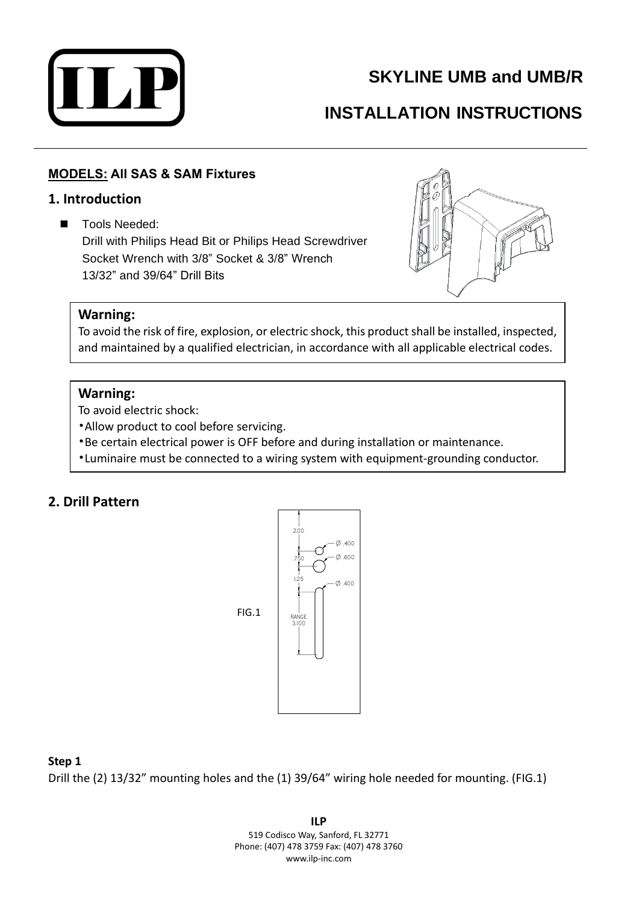# SKYLINE UMB and UMB/R

# INSTALLATION INSTRUCTIONS

**MODELS: All SAS & SAM Fixtures**

## 1. Introduction

- Tools Needed:
  Drill with Philips Head Bit or Philips Head Screwdriver
  Socket Wrench with 3/8" Socket & 3/8" Wrench
  13/32" and 39/64" Drill Bits

**Warning:**
To avoid the risk of fire, explosion, or electric shock, this product shall be installed, inspected, and maintained by a qualified electrician, in accordance with all applicable electrical codes.

**Warning:**
To avoid electric shock:
- Allow product to cool before servicing.
- Be certain electrical power is OFF before and during installation or maintenance.
- Luminaire must be connected to a wiring system with equipment-grounding conductor.

## 2. Drill Pattern

FIG.1

2.00
Ø .400
.750
Ø .600
1.25
Ø .400
RANGE 3.100

**Step 1**
Drill the (2) 13/32" mounting holes and the (1) 39/64" wiring hole needed for mounting. (FIG.1)

**ILP**
519 Codisco Way, Sanford, FL 32771
Phone: (407) 478 3759 Fax: (407) 478 3760
www.ilp-inc.com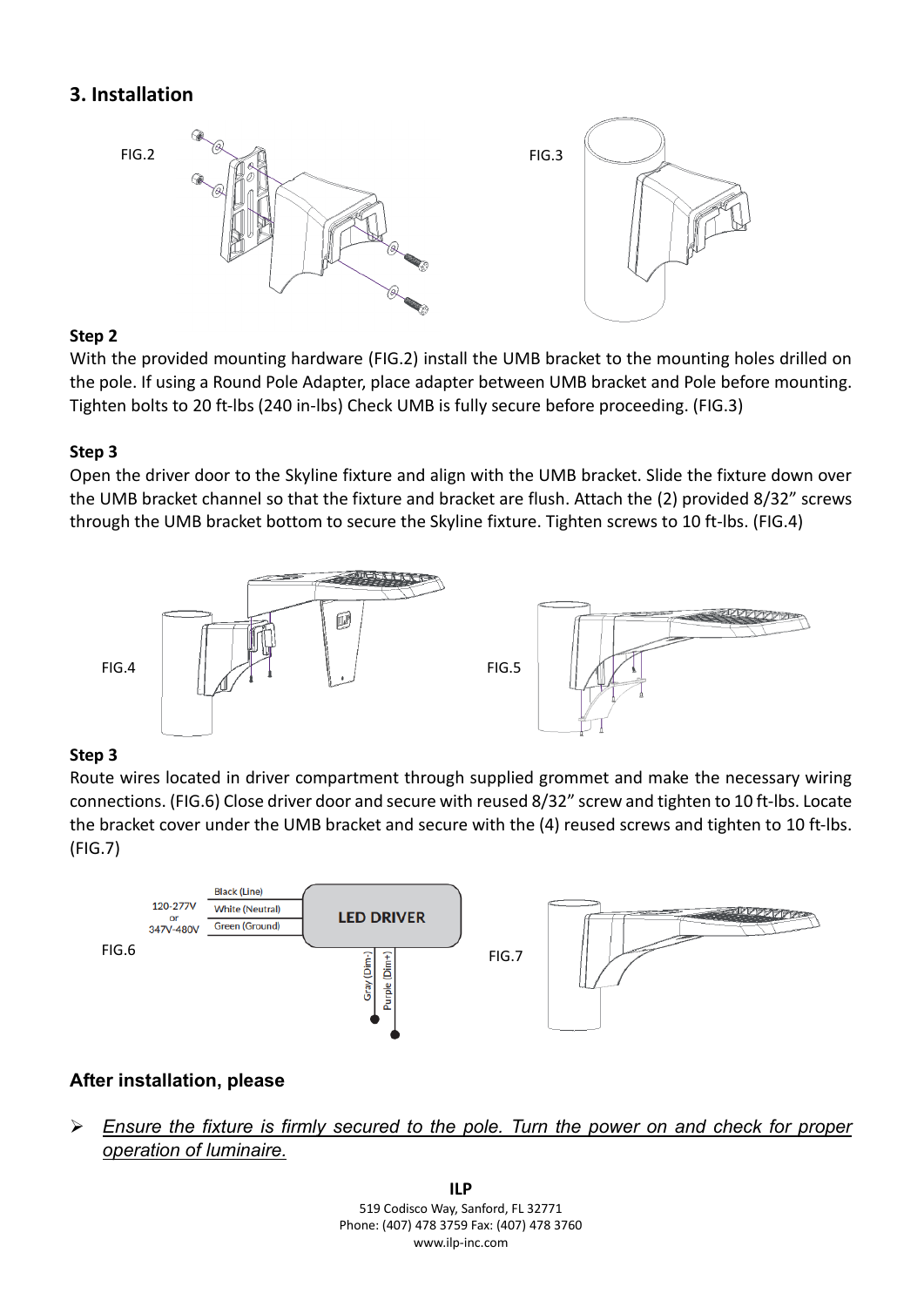## 3. Installation

FIG.2

FIG.3

**Step 2**

With the provided mounting hardware (FIG.2) install the UMB bracket to the mounting holes drilled on the pole. If using a Round Pole Adapter, place adapter between UMB bracket and Pole before mounting. Tighten bolts to 20 ft-lbs (240 in-lbs) Check UMB is fully secure before proceeding. (FIG.3)

**Step 3**

Open the driver door to the Skyline fixture and align with the UMB bracket. Slide the fixture down over the UMB bracket channel so that the fixture and bracket are flush. Attach the (2) provided 8/32" screws through the UMB bracket bottom to secure the Skyline fixture. Tighten screws to 10 ft-lbs. (FIG.4)

FIG.4

FIG.5

**Step 3**

Route wires located in driver compartment through supplied grommet and make the necessary wiring connections. (FIG.6) Close driver door and secure with reused 8/32" screw and tighten to 10 ft-lbs. Locate the bracket cover under the UMB bracket and secure with the (4) reused screws and tighten to 10 ft-lbs. (FIG.7)

FIG.6

120-277V
or
347V-480V

Black (Line)
White (Neutral)
Green (Ground)

LED DRIVER

Gray (Dim-)
Purple (Dim+)

FIG.7

### After installation, please

- *Ensure the fixture is firmly secured to the pole. Turn the power on and check for proper operation of luminaire.*

**ILP**
519 Codisco Way, Sanford, FL 32771
Phone: (407) 478 3759 Fax: (407) 478 3760
www.ilp-inc.com